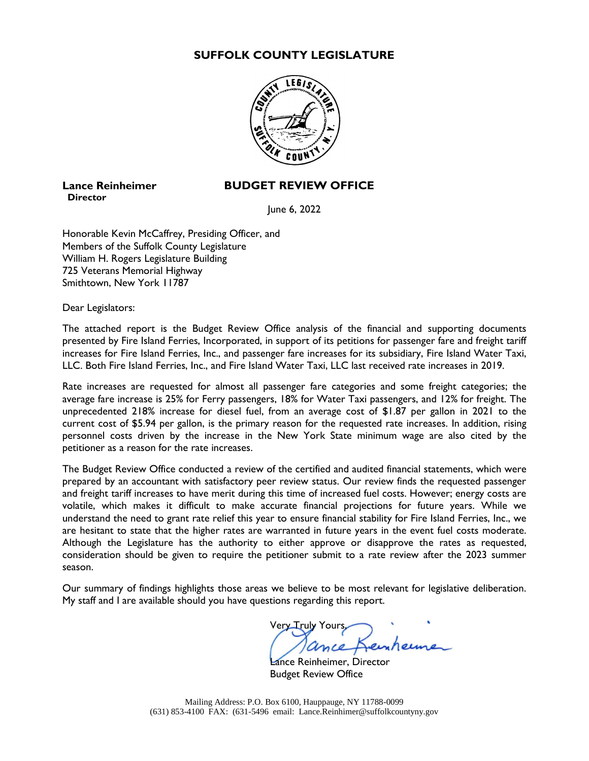# SUFFOLK COUNTY LEGISLATURE

**Lance Reinheimer**
**Director**

## BUDGET REVIEW OFFICE

June 6, 2022

Honorable Kevin McCaffrey, Presiding Officer, and
Members of the Suffolk County Legislature
William H. Rogers Legislature Building
725 Veterans Memorial Highway
Smithtown, New York 11787

Dear Legislators:

The attached report is the Budget Review Office analysis of the financial and supporting documents presented by Fire Island Ferries, Incorporated, in support of its petitions for passenger fare and freight tariff increases for Fire Island Ferries, Inc., and passenger fare increases for its subsidiary, Fire Island Water Taxi, LLC. Both Fire Island Ferries, Inc., and Fire Island Water Taxi, LLC last received rate increases in 2019.

Rate increases are requested for almost all passenger fare categories and some freight categories; the average fare increase is 25% for Ferry passengers, 18% for Water Taxi passengers, and 12% for freight. The unprecedented 218% increase for diesel fuel, from an average cost of $1.87 per gallon in 2021 to the current cost of $5.94 per gallon, is the primary reason for the requested rate increases. In addition, rising personnel costs driven by the increase in the New York State minimum wage are also cited by the petitioner as a reason for the rate increases.

The Budget Review Office conducted a review of the certified and audited financial statements, which were prepared by an accountant with satisfactory peer review status. Our review finds the requested passenger and freight tariff increases to have merit during this time of increased fuel costs. However; energy costs are volatile, which makes it difficult to make accurate financial projections for future years. While we understand the need to grant rate relief this year to ensure financial stability for Fire Island Ferries, Inc., we are hesitant to state that the higher rates are warranted in future years in the event fuel costs moderate. Although the Legislature has the authority to either approve or disapprove the rates as requested, consideration should be given to require the petitioner submit to a rate review after the 2023 summer season.

Our summary of findings highlights those areas we believe to be most relevant for legislative deliberation. My staff and I are available should you have questions regarding this report.

Very Truly Yours,

Lance Reinheimer, Director
Budget Review Office

Mailing Address: P.O. Box 6100, Hauppauge, NY 11788-0099
(631) 853-4100 FAX: (631-5496 email: Lance.Reinhimer@suffolkcountyny.gov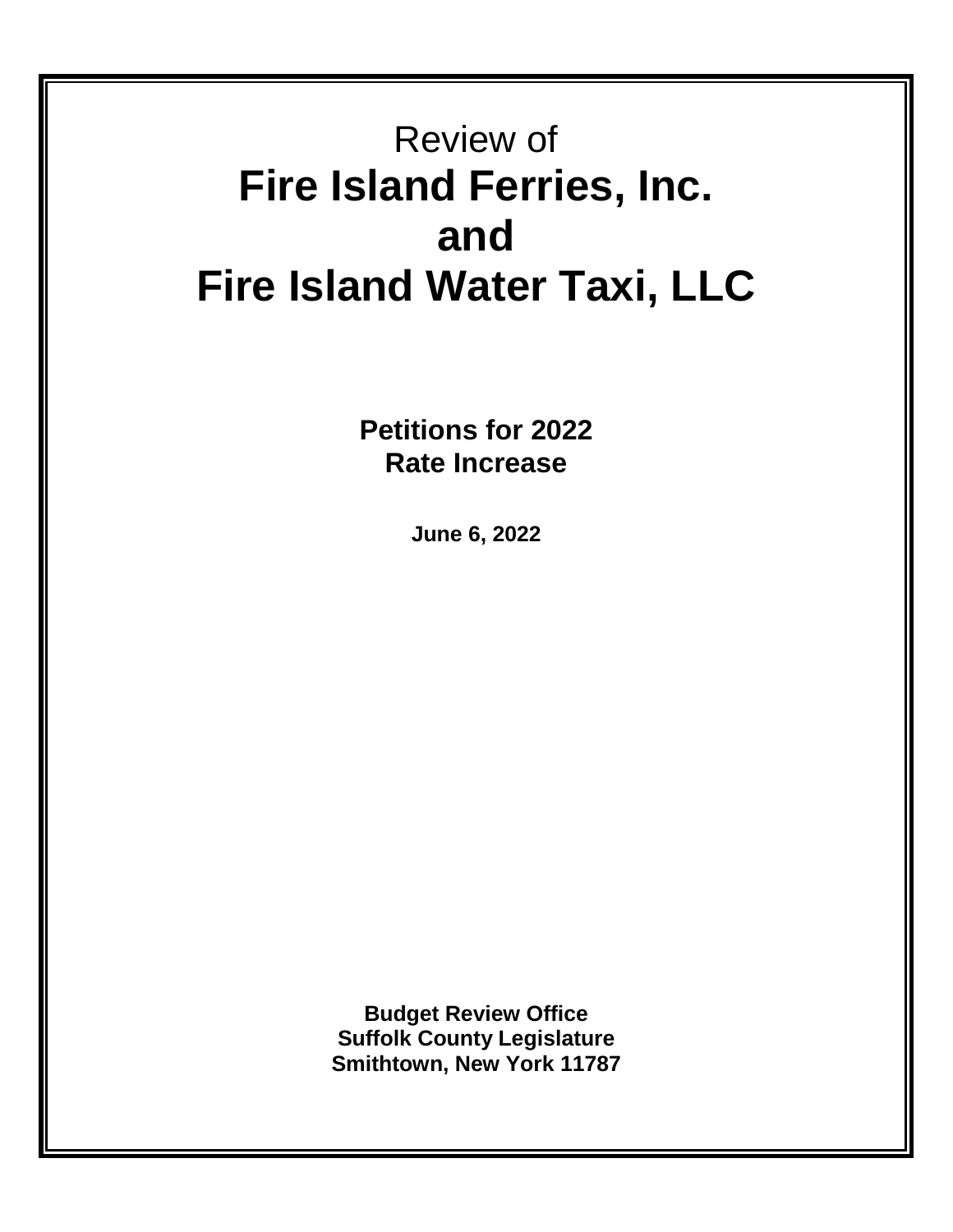Review of

# Fire Island Ferries, Inc.
# and
# Fire Island Water Taxi, LLC

**Petitions for 2022**
**Rate Increase**

**June 6, 2022**

**Budget Review Office**
**Suffolk County Legislature**
**Smithtown, New York 11787**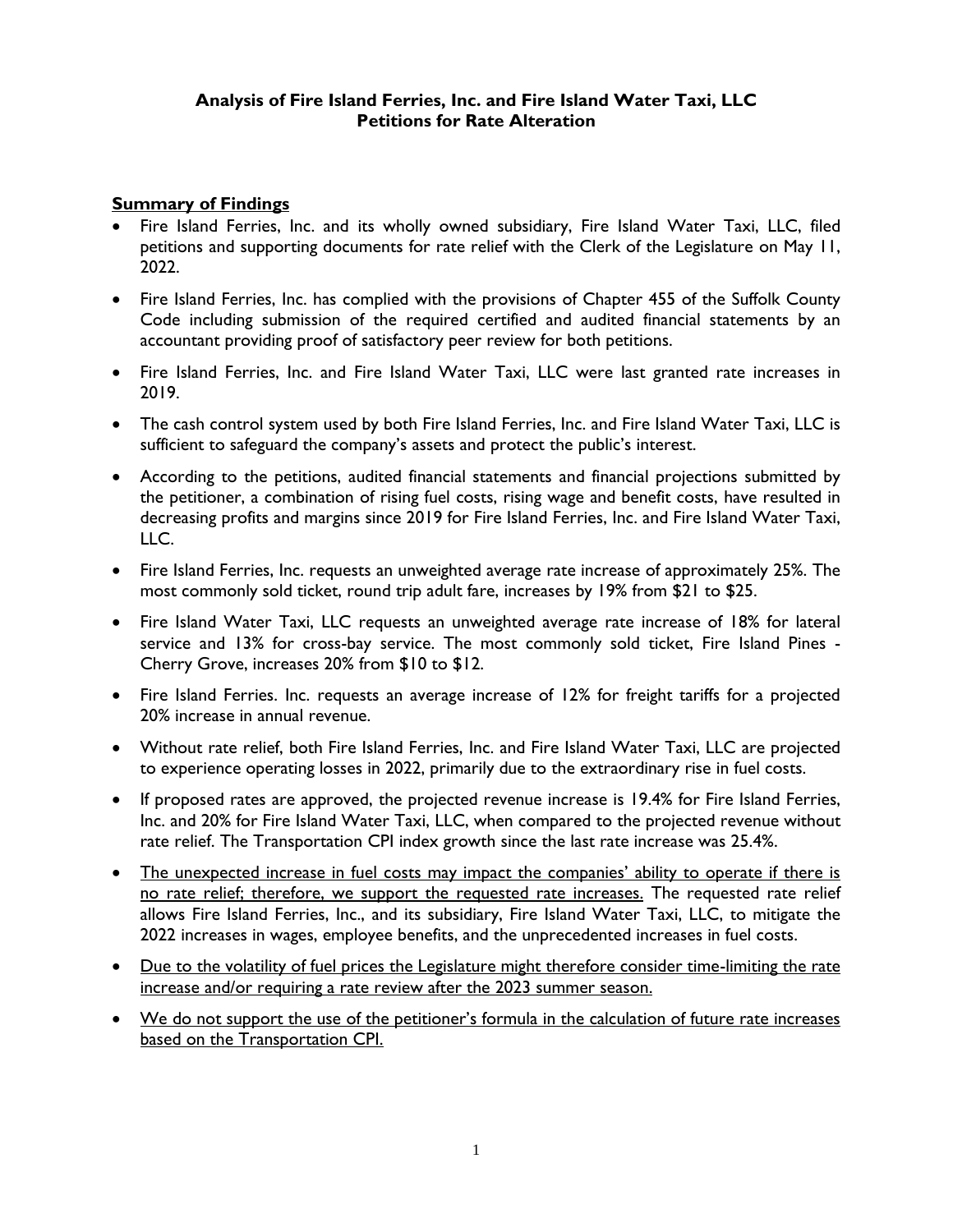**Analysis of Fire Island Ferries, Inc. and Fire Island Water Taxi, LLC**
**Petitions for Rate Alteration**

## Summary of Findings

- Fire Island Ferries, Inc. and its wholly owned subsidiary, Fire Island Water Taxi, LLC, filed petitions and supporting documents for rate relief with the Clerk of the Legislature on May 11, 2022.
- Fire Island Ferries, Inc. has complied with the provisions of Chapter 455 of the Suffolk County Code including submission of the required certified and audited financial statements by an accountant providing proof of satisfactory peer review for both petitions.
- Fire Island Ferries, Inc. and Fire Island Water Taxi, LLC were last granted rate increases in 2019.
- The cash control system used by both Fire Island Ferries, Inc. and Fire Island Water Taxi, LLC is sufficient to safeguard the company's assets and protect the public's interest.
- According to the petitions, audited financial statements and financial projections submitted by the petitioner, a combination of rising fuel costs, rising wage and benefit costs, have resulted in decreasing profits and margins since 2019 for Fire Island Ferries, Inc. and Fire Island Water Taxi, LLC.
- Fire Island Ferries, Inc. requests an unweighted average rate increase of approximately 25%. The most commonly sold ticket, round trip adult fare, increases by 19% from $21 to $25.
- Fire Island Water Taxi, LLC requests an unweighted average rate increase of 18% for lateral service and 13% for cross-bay service. The most commonly sold ticket, Fire Island Pines - Cherry Grove, increases 20% from $10 to $12.
- Fire Island Ferries. Inc. requests an average increase of 12% for freight tariffs for a projected 20% increase in annual revenue.
- Without rate relief, both Fire Island Ferries, Inc. and Fire Island Water Taxi, LLC are projected to experience operating losses in 2022, primarily due to the extraordinary rise in fuel costs.
- If proposed rates are approved, the projected revenue increase is 19.4% for Fire Island Ferries, Inc. and 20% for Fire Island Water Taxi, LLC, when compared to the projected revenue without rate relief. The Transportation CPI index growth since the last rate increase was 25.4%.
- <u>The unexpected increase in fuel costs may impact the companies' ability to operate if there is no rate relief; therefore, we support the requested rate increases.</u> The requested rate relief allows Fire Island Ferries, Inc., and its subsidiary, Fire Island Water Taxi, LLC, to mitigate the 2022 increases in wages, employee benefits, and the unprecedented increases in fuel costs.
- <u>Due to the volatility of fuel prices the Legislature might therefore consider time-limiting the rate increase and/or requiring a rate review after the 2023 summer season.</u>
- <u>We do not support the use of the petitioner's formula in the calculation of future rate increases based on the Transportation CPI.</u>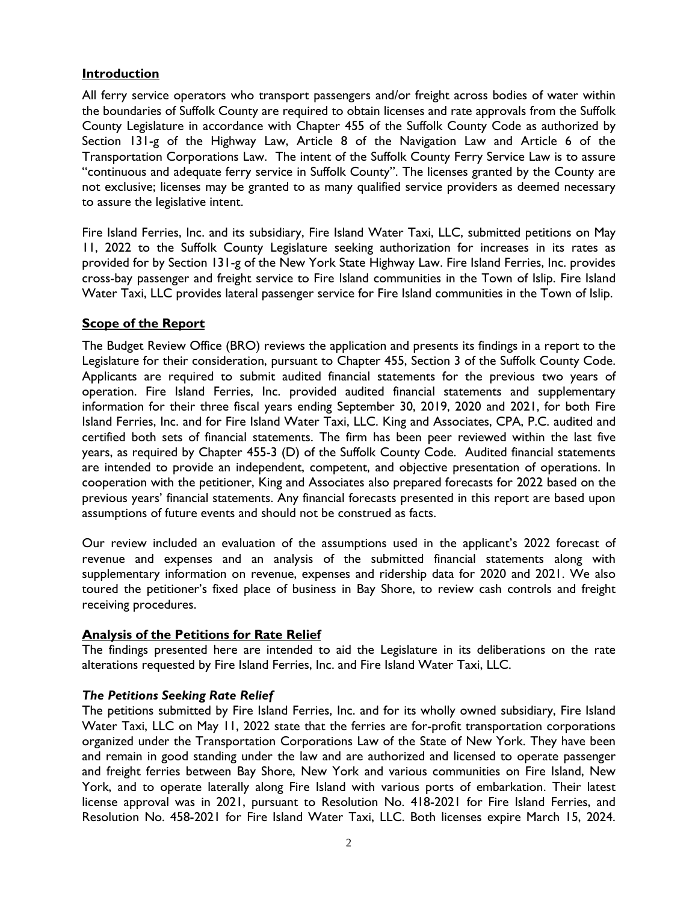## Introduction

All ferry service operators who transport passengers and/or freight across bodies of water within the boundaries of Suffolk County are required to obtain licenses and rate approvals from the Suffolk County Legislature in accordance with Chapter 455 of the Suffolk County Code as authorized by Section 131-g of the Highway Law, Article 8 of the Navigation Law and Article 6 of the Transportation Corporations Law. The intent of the Suffolk County Ferry Service Law is to assure "continuous and adequate ferry service in Suffolk County". The licenses granted by the County are not exclusive; licenses may be granted to as many qualified service providers as deemed necessary to assure the legislative intent.

Fire Island Ferries, Inc. and its subsidiary, Fire Island Water Taxi, LLC, submitted petitions on May 11, 2022 to the Suffolk County Legislature seeking authorization for increases in its rates as provided for by Section 131-g of the New York State Highway Law. Fire Island Ferries, Inc. provides cross-bay passenger and freight service to Fire Island communities in the Town of Islip. Fire Island Water Taxi, LLC provides lateral passenger service for Fire Island communities in the Town of Islip.

## Scope of the Report

The Budget Review Office (BRO) reviews the application and presents its findings in a report to the Legislature for their consideration, pursuant to Chapter 455, Section 3 of the Suffolk County Code. Applicants are required to submit audited financial statements for the previous two years of operation. Fire Island Ferries, Inc. provided audited financial statements and supplementary information for their three fiscal years ending September 30, 2019, 2020 and 2021, for both Fire Island Ferries, Inc. and for Fire Island Water Taxi, LLC. King and Associates, CPA, P.C. audited and certified both sets of financial statements. The firm has been peer reviewed within the last five years, as required by Chapter 455-3 (D) of the Suffolk County Code. Audited financial statements are intended to provide an independent, competent, and objective presentation of operations. In cooperation with the petitioner, King and Associates also prepared forecasts for 2022 based on the previous years' financial statements. Any financial forecasts presented in this report are based upon assumptions of future events and should not be construed as facts.

Our review included an evaluation of the assumptions used in the applicant's 2022 forecast of revenue and expenses and an analysis of the submitted financial statements along with supplementary information on revenue, expenses and ridership data for 2020 and 2021. We also toured the petitioner's fixed place of business in Bay Shore, to review cash controls and freight receiving procedures.

## Analysis of the Petitions for Rate Relief

The findings presented here are intended to aid the Legislature in its deliberations on the rate alterations requested by Fire Island Ferries, Inc. and Fire Island Water Taxi, LLC.

### *The Petitions Seeking Rate Relief*

The petitions submitted by Fire Island Ferries, Inc. and for its wholly owned subsidiary, Fire Island Water Taxi, LLC on May 11, 2022 state that the ferries are for-profit transportation corporations organized under the Transportation Corporations Law of the State of New York. They have been and remain in good standing under the law and are authorized and licensed to operate passenger and freight ferries between Bay Shore, New York and various communities on Fire Island, New York, and to operate laterally along Fire Island with various ports of embarkation. Their latest license approval was in 2021, pursuant to Resolution No. 418-2021 for Fire Island Ferries, and Resolution No. 458-2021 for Fire Island Water Taxi, LLC. Both licenses expire March 15, 2024.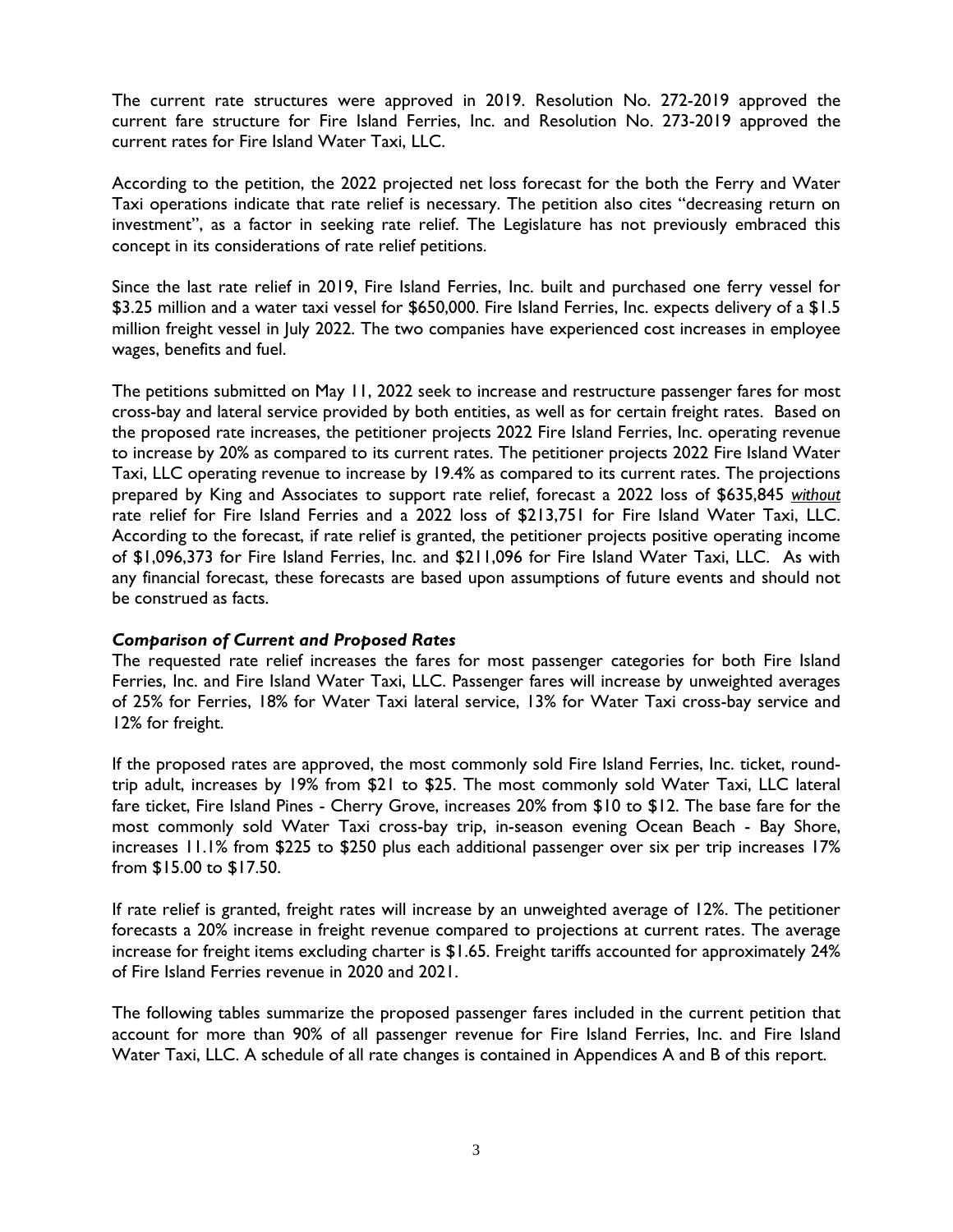The current rate structures were approved in 2019. Resolution No. 272-2019 approved the current fare structure for Fire Island Ferries, Inc. and Resolution No. 273-2019 approved the current rates for Fire Island Water Taxi, LLC.

According to the petition, the 2022 projected net loss forecast for the both the Ferry and Water Taxi operations indicate that rate relief is necessary. The petition also cites "decreasing return on investment", as a factor in seeking rate relief. The Legislature has not previously embraced this concept in its considerations of rate relief petitions.

Since the last rate relief in 2019, Fire Island Ferries, Inc. built and purchased one ferry vessel for $3.25 million and a water taxi vessel for $650,000. Fire Island Ferries, Inc. expects delivery of a $1.5 million freight vessel in July 2022. The two companies have experienced cost increases in employee wages, benefits and fuel.

The petitions submitted on May 11, 2022 seek to increase and restructure passenger fares for most cross-bay and lateral service provided by both entities, as well as for certain freight rates. Based on the proposed rate increases, the petitioner projects 2022 Fire Island Ferries, Inc. operating revenue to increase by 20% as compared to its current rates. The petitioner projects 2022 Fire Island Water Taxi, LLC operating revenue to increase by 19.4% as compared to its current rates. The projections prepared by King and Associates to support rate relief, forecast a 2022 loss of $635,845 ***without*** rate relief for Fire Island Ferries and a 2022 loss of $213,751 for Fire Island Water Taxi, LLC. According to the forecast, if rate relief is granted, the petitioner projects positive operating income of $1,096,373 for Fire Island Ferries, Inc. and $211,096 for Fire Island Water Taxi, LLC. As with any financial forecast, these forecasts are based upon assumptions of future events and should not be construed as facts.

### *Comparison of Current and Proposed Rates*

The requested rate relief increases the fares for most passenger categories for both Fire Island Ferries, Inc. and Fire Island Water Taxi, LLC. Passenger fares will increase by unweighted averages of 25% for Ferries, 18% for Water Taxi lateral service, 13% for Water Taxi cross-bay service and 12% for freight.

If the proposed rates are approved, the most commonly sold Fire Island Ferries, Inc. ticket, round-trip adult, increases by 19% from $21 to $25. The most commonly sold Water Taxi, LLC lateral fare ticket, Fire Island Pines - Cherry Grove, increases 20% from $10 to $12. The base fare for the most commonly sold Water Taxi cross-bay trip, in-season evening Ocean Beach - Bay Shore, increases 11.1% from $225 to $250 plus each additional passenger over six per trip increases 17% from $15.00 to $17.50.

If rate relief is granted, freight rates will increase by an unweighted average of 12%. The petitioner forecasts a 20% increase in freight revenue compared to projections at current rates. The average increase for freight items excluding charter is $1.65. Freight tariffs accounted for approximately 24% of Fire Island Ferries revenue in 2020 and 2021.

The following tables summarize the proposed passenger fares included in the current petition that account for more than 90% of all passenger revenue for Fire Island Ferries, Inc. and Fire Island Water Taxi, LLC. A schedule of all rate changes is contained in Appendices A and B of this report.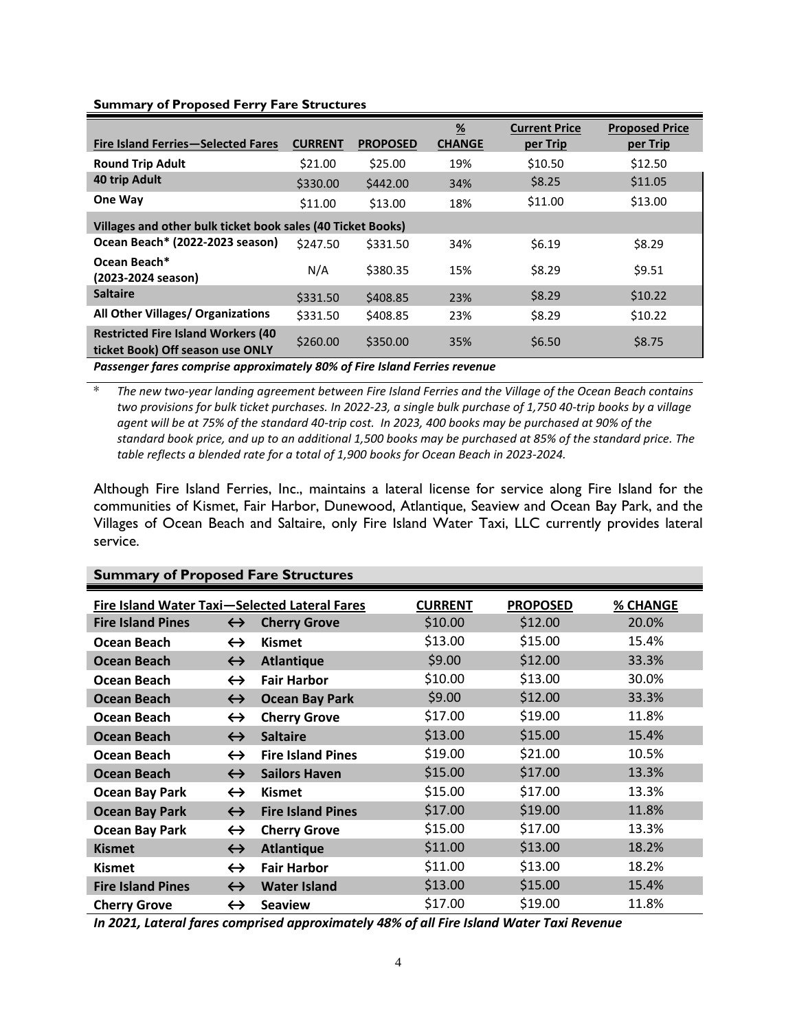**Summary of Proposed Ferry Fare Structures**

| Fire Island Ferries—Selected Fares | CURRENT | PROPOSED | % CHANGE | Current Price per Trip | Proposed Price per Trip |
|---|---|---|---|---|---|
| **Round Trip Adult** | $21.00 | $25.00 | 19% | $10.50 | $12.50 |
| **40 trip Adult** | $330.00 | $442.00 | 34% | $8.25 | $11.05 |
| **One Way** | $11.00 | $13.00 | 18% | $11.00 | $13.00 |
| **Villages and other bulk ticket book sales (40 Ticket Books)** | | | | | |
| **Ocean Beach* (2022-2023 season)** | $247.50 | $331.50 | 34% | $6.19 | $8.29 |
| **Ocean Beach* (2023-2024 season)** | N/A | $380.35 | 15% | $8.29 | $9.51 |
| **Saltaire** | $331.50 | $408.85 | 23% | $8.29 | $10.22 |
| **All Other Villages/ Organizations** | $331.50 | $408.85 | 23% | $8.29 | $10.22 |
| **Restricted Fire Island Workers (40 ticket Book) Off season use ONLY** | $260.00 | $350.00 | 35% | $6.50 | $8.75 |

***Passenger fares comprise approximately 80% of Fire Island Ferries revenue***

\* *The new two-year landing agreement between Fire Island Ferries and the Village of the Ocean Beach contains two provisions for bulk ticket purchases. In 2022-23, a single bulk purchase of 1,750 40-trip books by a village agent will be at 75% of the standard 40-trip cost. In 2023, 400 books may be purchased at 90% of the standard book price, and up to an additional 1,500 books may be purchased at 85% of the standard price. The table reflects a blended rate for a total of 1,900 books for Ocean Beach in 2023-2024.*

Although Fire Island Ferries, Inc., maintains a lateral license for service along Fire Island for the communities of Kismet, Fair Harbor, Dunewood, Atlantique, Seaview and Ocean Bay Park, and the Villages of Ocean Beach and Saltaire, only Fire Island Water Taxi, LLC currently provides lateral service.

**Summary of Proposed Fare Structures**

| Fire Island Water Taxi—Selected Lateral Fares | | | CURRENT | PROPOSED | % CHANGE |
|---|---|---|---|---|---|
| **Fire Island Pines** | ↔ | **Cherry Grove** | $10.00 | $12.00 | 20.0% |
| **Ocean Beach** | ↔ | **Kismet** | $13.00 | $15.00 | 15.4% |
| **Ocean Beach** | ↔ | **Atlantique** | $9.00 | $12.00 | 33.3% |
| **Ocean Beach** | ↔ | **Fair Harbor** | $10.00 | $13.00 | 30.0% |
| **Ocean Beach** | ↔ | **Ocean Bay Park** | $9.00 | $12.00 | 33.3% |
| **Ocean Beach** | ↔ | **Cherry Grove** | $17.00 | $19.00 | 11.8% |
| **Ocean Beach** | ↔ | **Saltaire** | $13.00 | $15.00 | 15.4% |
| **Ocean Beach** | ↔ | **Fire Island Pines** | $19.00 | $21.00 | 10.5% |
| **Ocean Beach** | ↔ | **Sailors Haven** | $15.00 | $17.00 | 13.3% |
| **Ocean Bay Park** | ↔ | **Kismet** | $15.00 | $17.00 | 13.3% |
| **Ocean Bay Park** | ↔ | **Fire Island Pines** | $17.00 | $19.00 | 11.8% |
| **Ocean Bay Park** | ↔ | **Cherry Grove** | $15.00 | $17.00 | 13.3% |
| **Kismet** | ↔ | **Atlantique** | $11.00 | $13.00 | 18.2% |
| **Kismet** | ↔ | **Fair Harbor** | $11.00 | $13.00 | 18.2% |
| **Fire Island Pines** | ↔ | **Water Island** | $13.00 | $15.00 | 15.4% |
| **Cherry Grove** | ↔ | **Seaview** | $17.00 | $19.00 | 11.8% |

***In 2021, Lateral fares comprised approximately 48% of all Fire Island Water Taxi Revenue***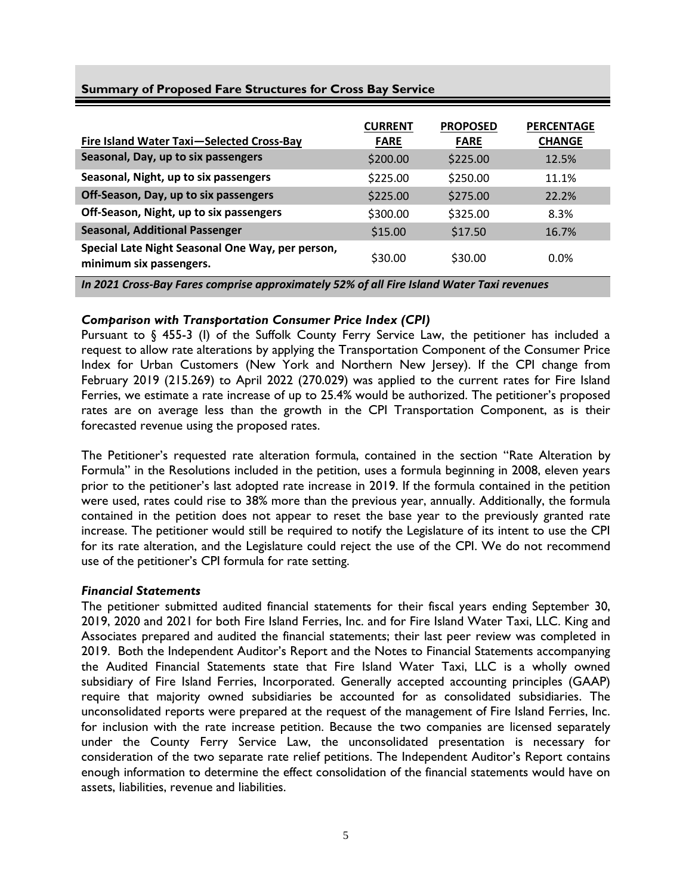## Summary of Proposed Fare Structures for Cross Bay Service

| Fire Island Water Taxi—Selected Cross-Bay | CURRENT FARE | PROPOSED FARE | PERCENTAGE CHANGE |
|---|---|---|---|
| Seasonal, Day, up to six passengers | $200.00 | $225.00 | 12.5% |
| Seasonal, Night, up to six passengers | $225.00 | $250.00 | 11.1% |
| Off-Season, Day, up to six passengers | $225.00 | $275.00 | 22.2% |
| Off-Season, Night, up to six passengers | $300.00 | $325.00 | 8.3% |
| Seasonal, Additional Passenger | $15.00 | $17.50 | 16.7% |
| Special Late Night Seasonal One Way, per person, minimum six passengers. | $30.00 | $30.00 | 0.0% |

*In 2021 Cross-Bay Fares comprise approximately 52% of all Fire Island Water Taxi revenues*

### *Comparison with Transportation Consumer Price Index (CPI)*

Pursuant to § 455-3 (I) of the Suffolk County Ferry Service Law, the petitioner has included a request to allow rate alterations by applying the Transportation Component of the Consumer Price Index for Urban Customers (New York and Northern New Jersey). If the CPI change from February 2019 (215.269) to April 2022 (270.029) was applied to the current rates for Fire Island Ferries, we estimate a rate increase of up to 25.4% would be authorized. The petitioner's proposed rates are on average less than the growth in the CPI Transportation Component, as is their forecasted revenue using the proposed rates.

The Petitioner's requested rate alteration formula, contained in the section "Rate Alteration by Formula" in the Resolutions included in the petition, uses a formula beginning in 2008, eleven years prior to the petitioner's last adopted rate increase in 2019. If the formula contained in the petition were used, rates could rise to 38% more than the previous year, annually. Additionally, the formula contained in the petition does not appear to reset the base year to the previously granted rate increase. The petitioner would still be required to notify the Legislature of its intent to use the CPI for its rate alteration, and the Legislature could reject the use of the CPI. We do not recommend use of the petitioner's CPI formula for rate setting.

### *Financial Statements*

The petitioner submitted audited financial statements for their fiscal years ending September 30, 2019, 2020 and 2021 for both Fire Island Ferries, Inc. and for Fire Island Water Taxi, LLC. King and Associates prepared and audited the financial statements; their last peer review was completed in 2019. Both the Independent Auditor's Report and the Notes to Financial Statements accompanying the Audited Financial Statements state that Fire Island Water Taxi, LLC is a wholly owned subsidiary of Fire Island Ferries, Incorporated. Generally accepted accounting principles (GAAP) require that majority owned subsidiaries be accounted for as consolidated subsidiaries. The unconsolidated reports were prepared at the request of the management of Fire Island Ferries, Inc. for inclusion with the rate increase petition. Because the two companies are licensed separately under the County Ferry Service Law, the unconsolidated presentation is necessary for consideration of the two separate rate relief petitions. The Independent Auditor's Report contains enough information to determine the effect consolidation of the financial statements would have on assets, liabilities, revenue and liabilities.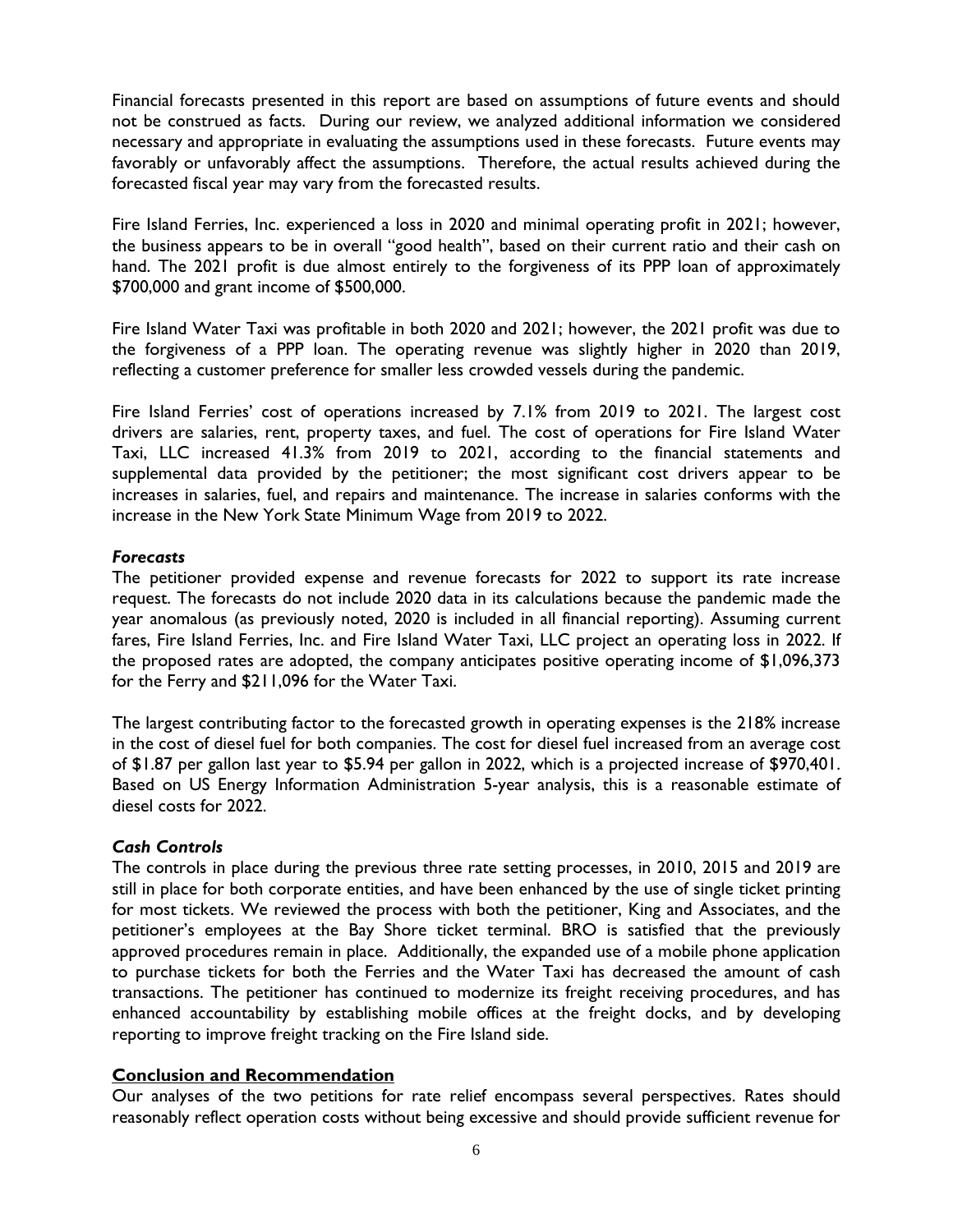Financial forecasts presented in this report are based on assumptions of future events and should not be construed as facts. During our review, we analyzed additional information we considered necessary and appropriate in evaluating the assumptions used in these forecasts. Future events may favorably or unfavorably affect the assumptions. Therefore, the actual results achieved during the forecasted fiscal year may vary from the forecasted results.

Fire Island Ferries, Inc. experienced a loss in 2020 and minimal operating profit in 2021; however, the business appears to be in overall "good health", based on their current ratio and their cash on hand. The 2021 profit is due almost entirely to the forgiveness of its PPP loan of approximately $700,000 and grant income of $500,000.

Fire Island Water Taxi was profitable in both 2020 and 2021; however, the 2021 profit was due to the forgiveness of a PPP loan. The operating revenue was slightly higher in 2020 than 2019, reflecting a customer preference for smaller less crowded vessels during the pandemic.

Fire Island Ferries' cost of operations increased by 7.1% from 2019 to 2021. The largest cost drivers are salaries, rent, property taxes, and fuel. The cost of operations for Fire Island Water Taxi, LLC increased 41.3% from 2019 to 2021, according to the financial statements and supplemental data provided by the petitioner; the most significant cost drivers appear to be increases in salaries, fuel, and repairs and maintenance. The increase in salaries conforms with the increase in the New York State Minimum Wage from 2019 to 2022.

### *Forecasts*

The petitioner provided expense and revenue forecasts for 2022 to support its rate increase request. The forecasts do not include 2020 data in its calculations because the pandemic made the year anomalous (as previously noted, 2020 is included in all financial reporting). Assuming current fares, Fire Island Ferries, Inc. and Fire Island Water Taxi, LLC project an operating loss in 2022. If the proposed rates are adopted, the company anticipates positive operating income of $1,096,373 for the Ferry and $211,096 for the Water Taxi.

The largest contributing factor to the forecasted growth in operating expenses is the 218% increase in the cost of diesel fuel for both companies. The cost for diesel fuel increased from an average cost of $1.87 per gallon last year to $5.94 per gallon in 2022, which is a projected increase of $970,401. Based on US Energy Information Administration 5-year analysis, this is a reasonable estimate of diesel costs for 2022.

### *Cash Controls*

The controls in place during the previous three rate setting processes, in 2010, 2015 and 2019 are still in place for both corporate entities, and have been enhanced by the use of single ticket printing for most tickets. We reviewed the process with both the petitioner, King and Associates, and the petitioner's employees at the Bay Shore ticket terminal. BRO is satisfied that the previously approved procedures remain in place. Additionally, the expanded use of a mobile phone application to purchase tickets for both the Ferries and the Water Taxi has decreased the amount of cash transactions. The petitioner has continued to modernize its freight receiving procedures, and has enhanced accountability by establishing mobile offices at the freight docks, and by developing reporting to improve freight tracking on the Fire Island side.

## Conclusion and Recommendation

Our analyses of the two petitions for rate relief encompass several perspectives. Rates should reasonably reflect operation costs without being excessive and should provide sufficient revenue for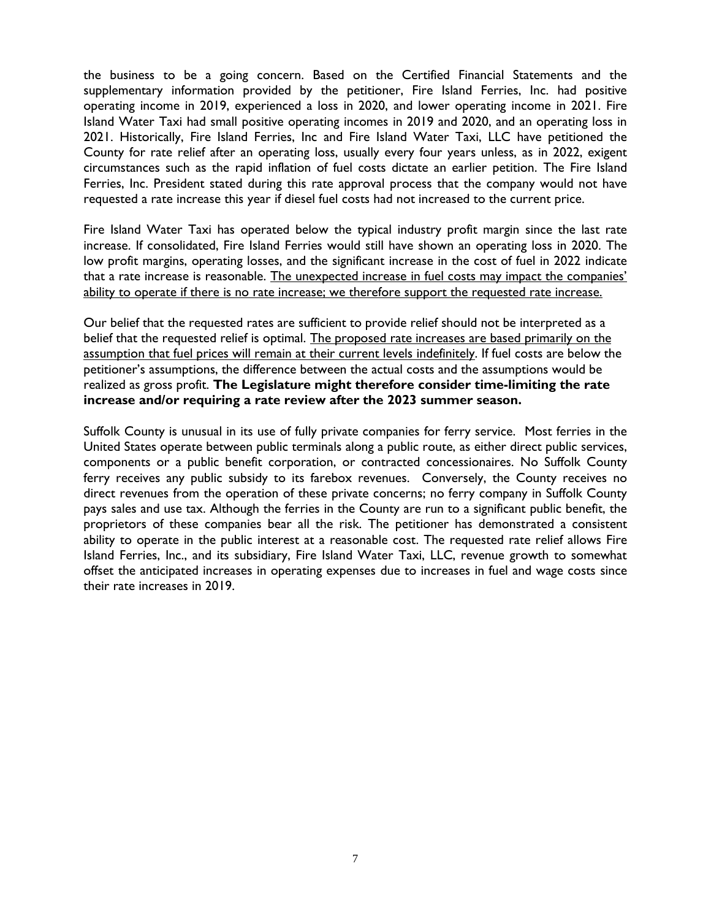the business to be a going concern. Based on the Certified Financial Statements and the supplementary information provided by the petitioner, Fire Island Ferries, Inc. had positive operating income in 2019, experienced a loss in 2020, and lower operating income in 2021. Fire Island Water Taxi had small positive operating incomes in 2019 and 2020, and an operating loss in 2021. Historically, Fire Island Ferries, Inc and Fire Island Water Taxi, LLC have petitioned the County for rate relief after an operating loss, usually every four years unless, as in 2022, exigent circumstances such as the rapid inflation of fuel costs dictate an earlier petition. The Fire Island Ferries, Inc. President stated during this rate approval process that the company would not have requested a rate increase this year if diesel fuel costs had not increased to the current price.

Fire Island Water Taxi has operated below the typical industry profit margin since the last rate increase. If consolidated, Fire Island Ferries would still have shown an operating loss in 2020. The low profit margins, operating losses, and the significant increase in the cost of fuel in 2022 indicate that a rate increase is reasonable. <u>The unexpected increase in fuel costs may impact the companies' ability to operate if there is no rate increase; we therefore support the requested rate increase.</u>

Our belief that the requested rates are sufficient to provide relief should not be interpreted as a belief that the requested relief is optimal. <u>The proposed rate increases are based primarily on the assumption that fuel prices will remain at their current levels indefinitely</u>. If fuel costs are below the petitioner's assumptions, the difference between the actual costs and the assumptions would be realized as gross profit. **The Legislature might therefore consider time-limiting the rate increase and/or requiring a rate review after the 2023 summer season.**

Suffolk County is unusual in its use of fully private companies for ferry service. Most ferries in the United States operate between public terminals along a public route, as either direct public services, components or a public benefit corporation, or contracted concessionaires. No Suffolk County ferry receives any public subsidy to its farebox revenues. Conversely, the County receives no direct revenues from the operation of these private concerns; no ferry company in Suffolk County pays sales and use tax. Although the ferries in the County are run to a significant public benefit, the proprietors of these companies bear all the risk. The petitioner has demonstrated a consistent ability to operate in the public interest at a reasonable cost. The requested rate relief allows Fire Island Ferries, Inc., and its subsidiary, Fire Island Water Taxi, LLC, revenue growth to somewhat offset the anticipated increases in operating expenses due to increases in fuel and wage costs since their rate increases in 2019.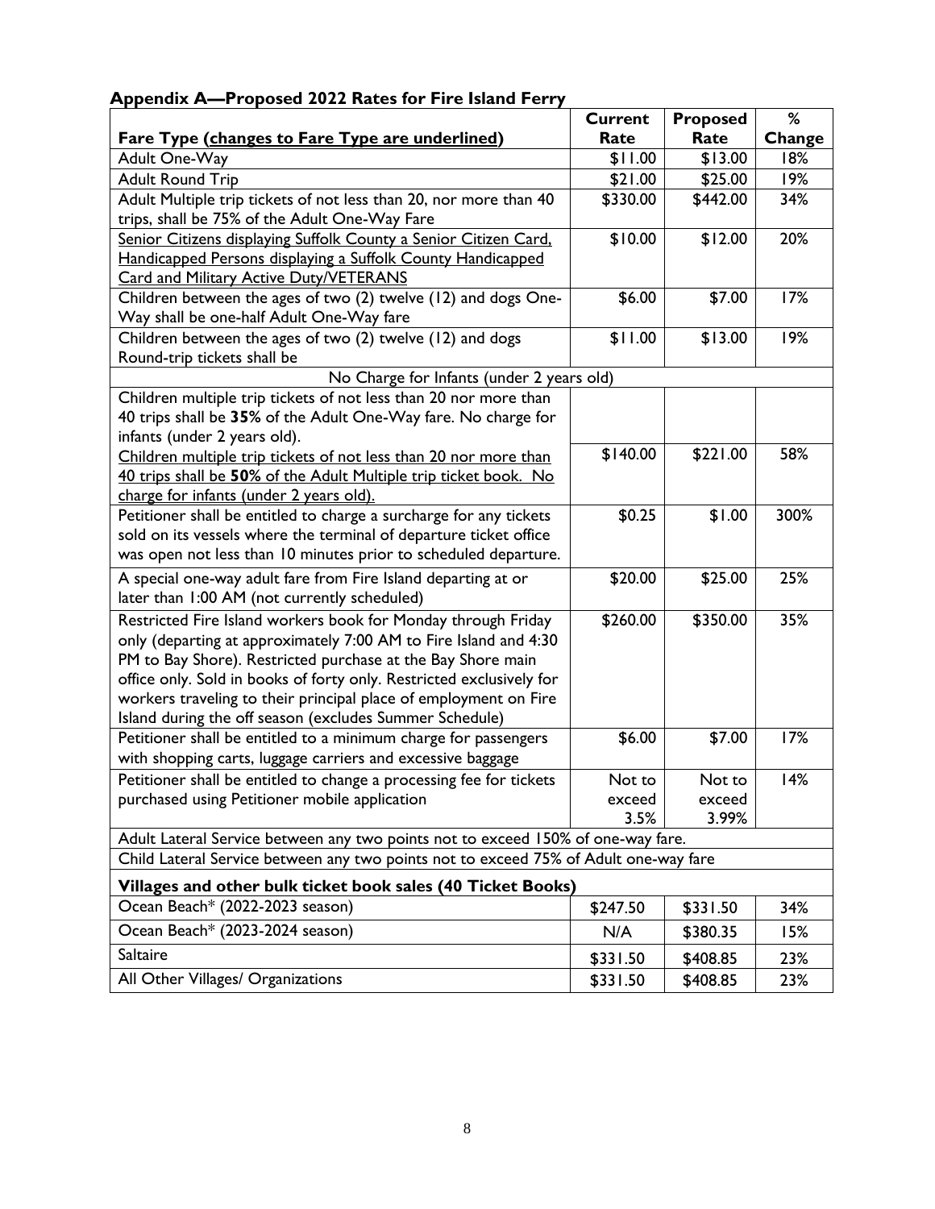**Appendix A—Proposed 2022 Rates for Fire Island Ferry**

| Fare Type (<u>changes to Fare Type are underlined</u>) | Current Rate | Proposed Rate | % Change |
|---|---|---|---|
| Adult One-Way | $11.00 | $13.00 | 18% |
| Adult Round Trip | $21.00 | $25.00 | 19% |
| Adult Multiple trip tickets of not less than 20, nor more than 40 trips, shall be 75% of the Adult One-Way Fare | $330.00 | $442.00 | 34% |
| <u>Senior Citizens displaying Suffolk County a Senior Citizen Card, Handicapped Persons displaying a Suffolk County Handicapped Card and Military Active Duty/VETERANS</u> | $10.00 | $12.00 | 20% |
| Children between the ages of two (2) twelve (12) and dogs One-Way shall be one-half Adult One-Way fare | $6.00 | $7.00 | 17% |
| Children between the ages of two (2) twelve (12) and dogs Round-trip tickets shall be | $11.00 | $13.00 | 19% |
| No Charge for Infants (under 2 years old) | | | |
| Children multiple trip tickets of not less than 20 nor more than 40 trips shall be **35**% of the Adult One-Way fare. No charge for infants (under 2 years old). | | | |
| <u>Children multiple trip tickets of not less than 20 nor more than 40 trips shall be **50**% of the Adult Multiple trip ticket book. No charge for infants (under 2 years old).</u> | $140.00 | $221.00 | 58% |
| Petitioner shall be entitled to charge a surcharge for any tickets sold on its vessels where the terminal of departure ticket office was open not less than 10 minutes prior to scheduled departure. | $0.25 | $1.00 | 300% |
| A special one-way adult fare from Fire Island departing at or later than 1:00 AM (not currently scheduled) | $20.00 | $25.00 | 25% |
| Restricted Fire Island workers book for Monday through Friday only (departing at approximately 7:00 AM to Fire Island and 4:30 PM to Bay Shore). Restricted purchase at the Bay Shore main office only. Sold in books of forty only. Restricted exclusively for workers traveling to their principal place of employment on Fire Island during the off season (excludes Summer Schedule) | $260.00 | $350.00 | 35% |
| Petitioner shall be entitled to a minimum charge for passengers with shopping carts, luggage carriers and excessive baggage | $6.00 | $7.00 | 17% |
| Petitioner shall be entitled to change a processing fee for tickets purchased using Petitioner mobile application | Not to exceed 3.5% | Not to exceed 3.99% | 14% |
| Adult Lateral Service between any two points not to exceed 150% of one-way fare. | | | |
| Child Lateral Service between any two points not to exceed 75% of Adult one-way fare | | | |
| **Villages and other bulk ticket book sales (40 Ticket Books)** | | | |
| Ocean Beach* (2022-2023 season) | $247.50 | $331.50 | 34% |
| Ocean Beach* (2023-2024 season) | N/A | $380.35 | 15% |
| Saltaire | $331.50 | $408.85 | 23% |
| All Other Villages/ Organizations | $331.50 | $408.85 | 23% |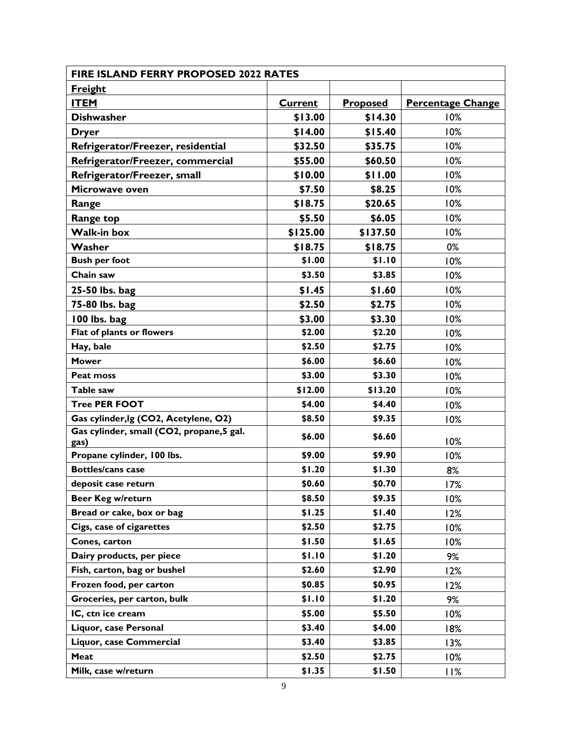| FIRE ISLAND FERRY PROPOSED 2022 RATES | | | |
|---|---|---|---|
| **Freight** | | | |
| **ITEM** | **Current** | **Proposed** | **Percentage Change** |
| **Dishwasher** | $13.00 | $14.30 | 10% |
| **Dryer** | $14.00 | $15.40 | 10% |
| **Refrigerator/Freezer, residential** | $32.50 | $35.75 | 10% |
| **Refrigerator/Freezer, commercial** | $55.00 | $60.50 | 10% |
| **Refrigerator/Freezer, small** | $10.00 | $11.00 | 10% |
| **Microwave oven** | $7.50 | $8.25 | 10% |
| **Range** | $18.75 | $20.65 | 10% |
| **Range top** | $5.50 | $6.05 | 10% |
| **Walk-in box** | $125.00 | $137.50 | 10% |
| **Washer** | $18.75 | $18.75 | 0% |
| **Bush per foot** | $1.00 | $1.10 | 10% |
| **Chain saw** | $3.50 | $3.85 | 10% |
| **25-50 lbs. bag** | $1.45 | $1.60 | 10% |
| **75-80 lbs. bag** | $2.50 | $2.75 | 10% |
| **100 lbs. bag** | $3.00 | $3.30 | 10% |
| **Flat of plants or flowers** | $2.00 | $2.20 | 10% |
| **Hay, bale** | $2.50 | $2.75 | 10% |
| **Mower** | $6.00 | $6.60 | 10% |
| **Peat moss** | $3.00 | $3.30 | 10% |
| **Table saw** | $12.00 | $13.20 | 10% |
| **Tree PER FOOT** | $4.00 | $4.40 | 10% |
| **Gas cylinder,lg (CO2, Acetylene, O2)** | $8.50 | $9.35 | 10% |
| **Gas cylinder, small (CO2, propane,5 gal. gas)** | $6.00 | $6.60 | 10% |
| **Propane cylinder, 100 lbs.** | $9.00 | $9.90 | 10% |
| **Bottles/cans case** | $1.20 | $1.30 | 8% |
| **deposit case return** | $0.60 | $0.70 | 17% |
| **Beer Keg w/return** | $8.50 | $9.35 | 10% |
| **Bread or cake, box or bag** | $1.25 | $1.40 | 12% |
| **Cigs, case of cigarettes** | $2.50 | $2.75 | 10% |
| **Cones, carton** | $1.50 | $1.65 | 10% |
| **Dairy products, per piece** | $1.10 | $1.20 | 9% |
| **Fish, carton, bag or bushel** | $2.60 | $2.90 | 12% |
| **Frozen food, per carton** | $0.85 | $0.95 | 12% |
| **Groceries, per carton, bulk** | $1.10 | $1.20 | 9% |
| **IC, ctn ice cream** | $5.00 | $5.50 | 10% |
| **Liquor, case Personal** | $3.40 | $4.00 | 18% |
| **Liquor, case Commercial** | $3.40 | $3.85 | 13% |
| **Meat** | $2.50 | $2.75 | 10% |
| **Milk, case w/return** | $1.35 | $1.50 | 11% |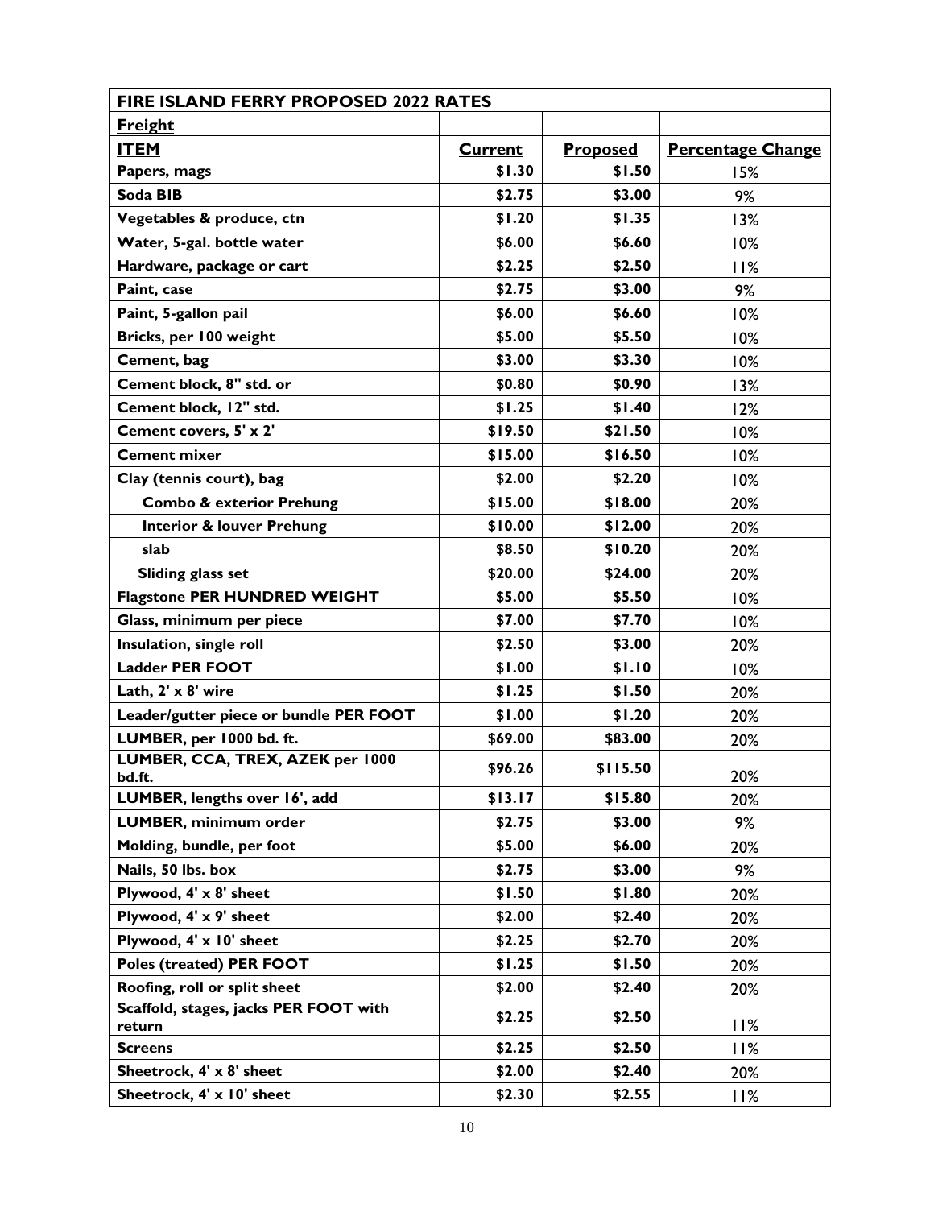| **FIRE ISLAND FERRY PROPOSED 2022 RATES** | | | |
|---|---|---|---|
| **Freight** | | | |
| **ITEM** | **Current** | **Proposed** | **Percentage Change** |
| **Papers, mags** | **$1.30** | **$1.50** | 15% |
| **Soda BIB** | **$2.75** | **$3.00** | 9% |
| **Vegetables & produce, ctn** | **$1.20** | **$1.35** | 13% |
| **Water, 5-gal. bottle water** | **$6.00** | **$6.60** | 10% |
| **Hardware, package or cart** | **$2.25** | **$2.50** | 11% |
| **Paint, case** | **$2.75** | **$3.00** | 9% |
| **Paint, 5-gallon pail** | **$6.00** | **$6.60** | 10% |
| **Bricks, per 100 weight** | **$5.00** | **$5.50** | 10% |
| **Cement, bag** | **$3.00** | **$3.30** | 10% |
| **Cement block, 8" std. or** | **$0.80** | **$0.90** | 13% |
| **Cement block, 12" std.** | **$1.25** | **$1.40** | 12% |
| **Cement covers, 5' x 2'** | **$19.50** | **$21.50** | 10% |
| **Cement mixer** | **$15.00** | **$16.50** | 10% |
| **Clay (tennis court), bag** | **$2.00** | **$2.20** | 10% |
| **Combo & exterior Prehung** | **$15.00** | **$18.00** | 20% |
| **Interior & louver Prehung** | **$10.00** | **$12.00** | 20% |
| **slab** | **$8.50** | **$10.20** | 20% |
| **Sliding glass set** | **$20.00** | **$24.00** | 20% |
| **Flagstone PER HUNDRED WEIGHT** | **$5.00** | **$5.50** | 10% |
| **Glass, minimum per piece** | **$7.00** | **$7.70** | 10% |
| **Insulation, single roll** | **$2.50** | **$3.00** | 20% |
| **Ladder PER FOOT** | **$1.00** | **$1.10** | 10% |
| **Lath, 2' x 8' wire** | **$1.25** | **$1.50** | 20% |
| **Leader/gutter piece or bundle PER FOOT** | **$1.00** | **$1.20** | 20% |
| **LUMBER, per 1000 bd. ft.** | **$69.00** | **$83.00** | 20% |
| **LUMBER, CCA, TREX, AZEK per 1000 bd.ft.** | **$96.26** | **$115.50** | 20% |
| **LUMBER, lengths over 16', add** | **$13.17** | **$15.80** | 20% |
| **LUMBER, minimum order** | **$2.75** | **$3.00** | 9% |
| **Molding, bundle, per foot** | **$5.00** | **$6.00** | 20% |
| **Nails, 50 lbs. box** | **$2.75** | **$3.00** | 9% |
| **Plywood, 4' x 8' sheet** | **$1.50** | **$1.80** | 20% |
| **Plywood, 4' x 9' sheet** | **$2.00** | **$2.40** | 20% |
| **Plywood, 4' x 10' sheet** | **$2.25** | **$2.70** | 20% |
| **Poles (treated) PER FOOT** | **$1.25** | **$1.50** | 20% |
| **Roofing, roll or split sheet** | **$2.00** | **$2.40** | 20% |
| **Scaffold, stages, jacks PER FOOT with return** | **$2.25** | **$2.50** | 11% |
| **Screens** | **$2.25** | **$2.50** | 11% |
| **Sheetrock, 4' x 8' sheet** | **$2.00** | **$2.40** | 20% |
| **Sheetrock, 4' x 10' sheet** | **$2.30** | **$2.55** | 11% |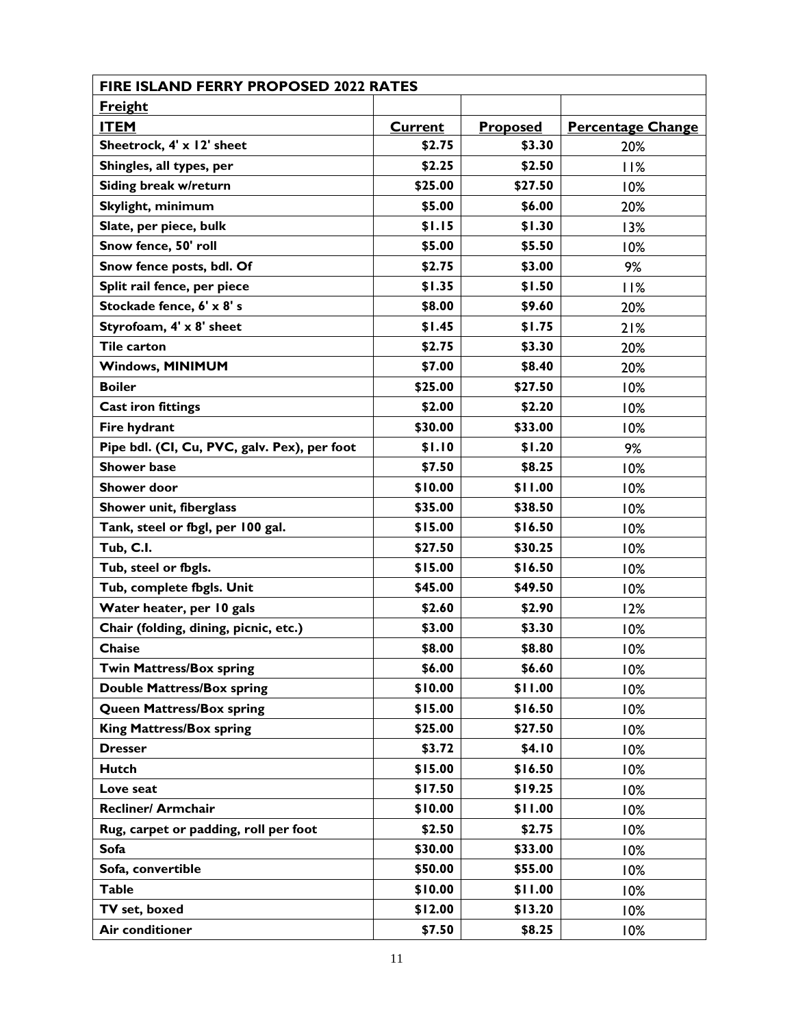| FIRE ISLAND FERRY PROPOSED 2022 RATES | | | |
|---|---|---|---|
| **Freight** | | | |
| **ITEM** | **Current** | **Proposed** | **Percentage Change** |
| **Sheetrock, 4' x 12' sheet** | **$2.75** | **$3.30** | 20% |
| **Shingles, all types, per** | **$2.25** | **$2.50** | 11% |
| **Siding break w/return** | **$25.00** | **$27.50** | 10% |
| **Skylight, minimum** | **$5.00** | **$6.00** | 20% |
| **Slate, per piece, bulk** | **$1.15** | **$1.30** | 13% |
| **Snow fence, 50' roll** | **$5.00** | **$5.50** | 10% |
| **Snow fence posts, bdl. Of** | **$2.75** | **$3.00** | 9% |
| **Split rail fence, per piece** | **$1.35** | **$1.50** | 11% |
| **Stockade fence, 6' x 8' s** | **$8.00** | **$9.60** | 20% |
| **Styrofoam, 4' x 8' sheet** | **$1.45** | **$1.75** | 21% |
| **Tile carton** | **$2.75** | **$3.30** | 20% |
| **Windows, MINIMUM** | **$7.00** | **$8.40** | 20% |
| **Boiler** | **$25.00** | **$27.50** | 10% |
| **Cast iron fittings** | **$2.00** | **$2.20** | 10% |
| **Fire hydrant** | **$30.00** | **$33.00** | 10% |
| **Pipe bdl. (CI, Cu, PVC, galv. Pex), per foot** | **$1.10** | **$1.20** | 9% |
| **Shower base** | **$7.50** | **$8.25** | 10% |
| **Shower door** | **$10.00** | **$11.00** | 10% |
| **Shower unit, fiberglass** | **$35.00** | **$38.50** | 10% |
| **Tank, steel or fbgl, per 100 gal.** | **$15.00** | **$16.50** | 10% |
| **Tub, C.I.** | **$27.50** | **$30.25** | 10% |
| **Tub, steel or fbgls.** | **$15.00** | **$16.50** | 10% |
| **Tub, complete fbgls. Unit** | **$45.00** | **$49.50** | 10% |
| **Water heater, per 10 gals** | **$2.60** | **$2.90** | 12% |
| **Chair (folding, dining, picnic, etc.)** | **$3.00** | **$3.30** | 10% |
| **Chaise** | **$8.00** | **$8.80** | 10% |
| **Twin Mattress/Box spring** | **$6.00** | **$6.60** | 10% |
| **Double Mattress/Box spring** | **$10.00** | **$11.00** | 10% |
| **Queen Mattress/Box spring** | **$15.00** | **$16.50** | 10% |
| **King Mattress/Box spring** | **$25.00** | **$27.50** | 10% |
| **Dresser** | **$3.72** | **$4.10** | 10% |
| **Hutch** | **$15.00** | **$16.50** | 10% |
| **Love seat** | **$17.50** | **$19.25** | 10% |
| **Recliner/ Armchair** | **$10.00** | **$11.00** | 10% |
| **Rug, carpet or padding, roll per foot** | **$2.50** | **$2.75** | 10% |
| **Sofa** | **$30.00** | **$33.00** | 10% |
| **Sofa, convertible** | **$50.00** | **$55.00** | 10% |
| **Table** | **$10.00** | **$11.00** | 10% |
| **TV set, boxed** | **$12.00** | **$13.20** | 10% |
| **Air conditioner** | **$7.50** | **$8.25** | 10% |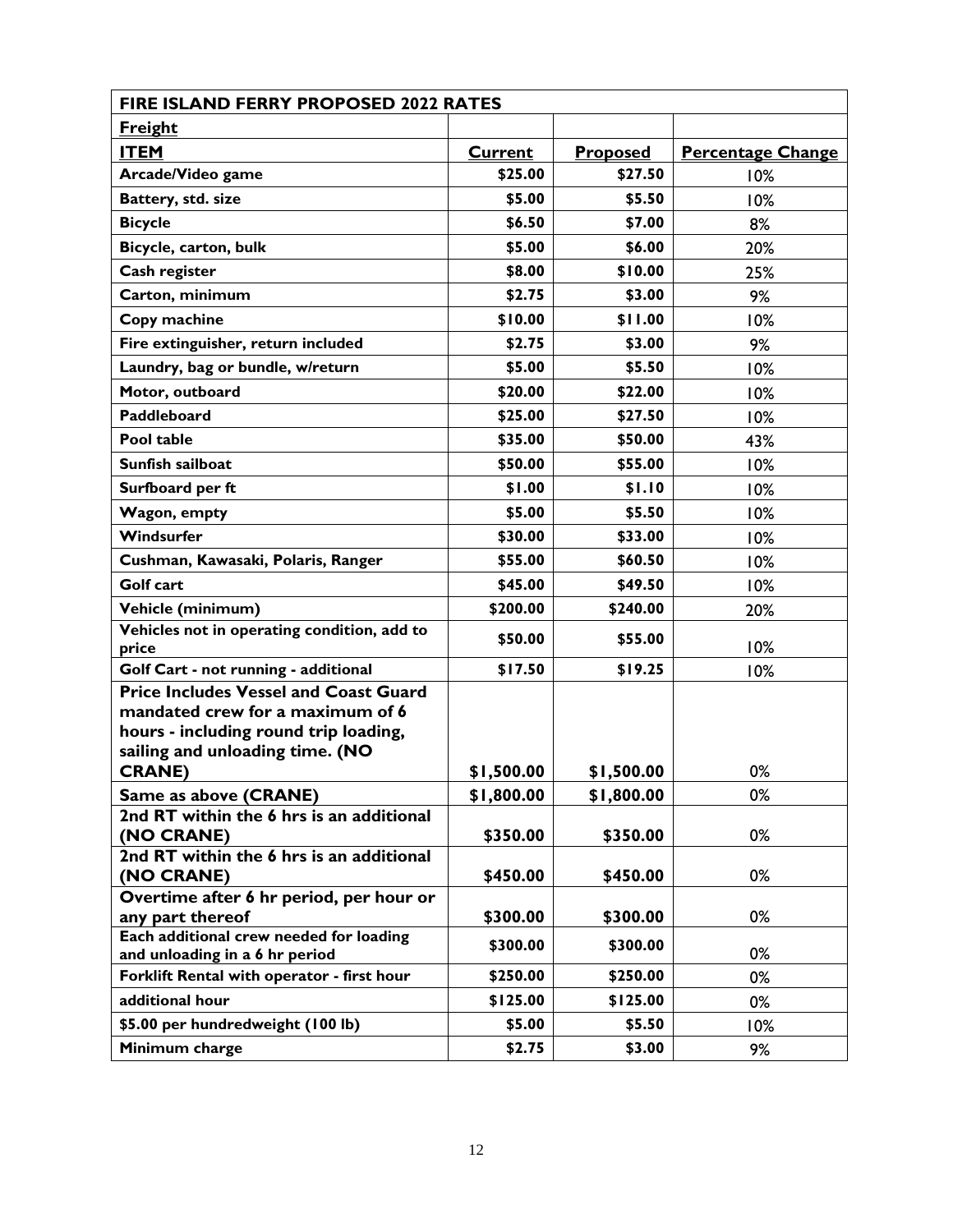| FIRE ISLAND FERRY PROPOSED 2022 RATES | | | |
|---|---|---|---|
| **Freight** | | | |
| **ITEM** | **Current** | **Proposed** | **Percentage Change** |
| **Arcade/Video game** | **\$25.00** | **\$27.50** | 10% |
| **Battery, std. size** | **\$5.00** | **\$5.50** | 10% |
| **Bicycle** | **\$6.50** | **\$7.00** | 8% |
| **Bicycle, carton, bulk** | **\$5.00** | **\$6.00** | 20% |
| **Cash register** | **\$8.00** | **\$10.00** | 25% |
| **Carton, minimum** | **\$2.75** | **\$3.00** | 9% |
| **Copy machine** | **\$10.00** | **\$11.00** | 10% |
| **Fire extinguisher, return included** | **\$2.75** | **\$3.00** | 9% |
| **Laundry, bag or bundle, w/return** | **\$5.00** | **\$5.50** | 10% |
| **Motor, outboard** | **\$20.00** | **\$22.00** | 10% |
| **Paddleboard** | **\$25.00** | **\$27.50** | 10% |
| **Pool table** | **\$35.00** | **\$50.00** | 43% |
| **Sunfish sailboat** | **\$50.00** | **\$55.00** | 10% |
| **Surfboard per ft** | **\$1.00** | **\$1.10** | 10% |
| **Wagon, empty** | **\$5.00** | **\$5.50** | 10% |
| **Windsurfer** | **\$30.00** | **\$33.00** | 10% |
| **Cushman, Kawasaki, Polaris, Ranger** | **\$55.00** | **\$60.50** | 10% |
| **Golf cart** | **\$45.00** | **\$49.50** | 10% |
| **Vehicle (minimum)** | **\$200.00** | **\$240.00** | 20% |
| **Vehicles not in operating condition, add to price** | **\$50.00** | **\$55.00** | 10% |
| **Golf Cart - not running - additional** | **\$17.50** | **\$19.25** | 10% |
| **Price Includes Vessel and Coast Guard mandated crew for a maximum of 6 hours - including round trip loading, sailing and unloading time. (NO CRANE)** | **\$1,500.00** | **\$1,500.00** | 0% |
| **Same as above (CRANE)** | **\$1,800.00** | **\$1,800.00** | 0% |
| **2nd RT within the 6 hrs is an additional (NO CRANE)** | **\$350.00** | **\$350.00** | 0% |
| **2nd RT within the 6 hrs is an additional (NO CRANE)** | **\$450.00** | **\$450.00** | 0% |
| **Overtime after 6 hr period, per hour or any part thereof** | **\$300.00** | **\$300.00** | 0% |
| **Each additional crew needed for loading and unloading in a 6 hr period** | **\$300.00** | **\$300.00** | 0% |
| **Forklift Rental with operator - first hour** | **\$250.00** | **\$250.00** | 0% |
| **additional hour** | **\$125.00** | **\$125.00** | 0% |
| **\$5.00 per hundredweight (100 lb)** | **\$5.00** | **\$5.50** | 10% |
| **Minimum charge** | **\$2.75** | **\$3.00** | 9% |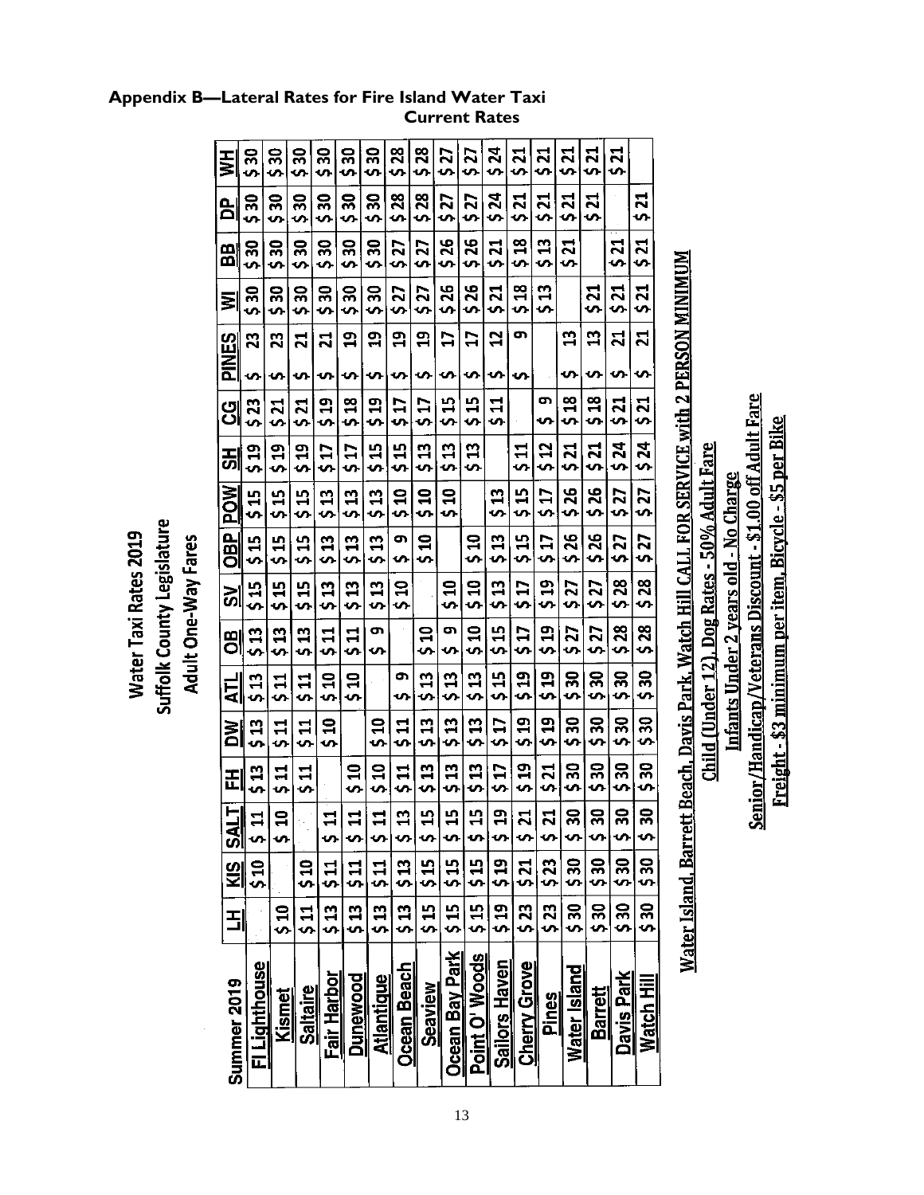## Appendix B—Lateral Rates for Fire Island Water Taxi

**Current Rates**

**Water Taxi Rates 2019**
**Suffolk County Legislature**
**Adult One-Way Fares**

| Summer 2019 | LH | KIS | SALT | FH | DW | ATL | OB | SV | OBP | POW | SH | CG | PINES | WI | BB | DP | WH |
|---|---|---|---|---|---|---|---|---|---|---|---|---|---|---|---|---|---|
| FI Lighthouse | | $10 | $ 11 | $13 | $13 | $13 | $13 | $15 | $15 | $15 | $19 | $23 | $ 23 | $30 | $30 | $30 | $30 |
| Kismet | $10 | | $ 10 | $11 | $11 | $11 | $13 | $15 | $15 | $15 | $19 | $21 | $ 23 | $30 | $30 | $30 | $30 |
| Saltaire | $11 | $10 | | $11 | $11 | $11 | $13 | $15 | $15 | $15 | $19 | $21 | $ 21 | $30 | $30 | $30 | $30 |
| Fair Harbor | $13 | $11 | $ 11 | | $10 | $10 | $11 | $13 | $13 | $13 | $17 | $19 | $ 21 | $30 | $30 | $30 | $30 |
| Dunewood | $13 | $11 | $ 11 | $10 | | $10 | $11 | $13 | $13 | $13 | $17 | $18 | $ 19 | $30 | $30 | $30 | $30 |
| Atlantique | $13 | $11 | $ 11 | $10 | $10 | | $ 9 | $13 | $13 | $13 | $15 | $19 | $ 19 | $30 | $30 | $30 | $30 |
| Ocean Beach | $13 | $13 | $ 13 | $11 | $11 | $ 9 | | $10 | $ 9 | $10 | $15 | $17 | $ 19 | $27 | $27 | $28 | $28 |
| Seaview | $15 | $15 | $ 15 | $13 | $13 | $13 | $10 | | $10 | $10 | $13 | $17 | $ 19 | $27 | $27 | $28 | $28 |
| Ocean Bay Park | $15 | $15 | $ 15 | $13 | $13 | $13 | $ 9 | $10 | | $10 | $13 | $15 | $ 17 | $26 | $26 | $27 | $27 |
| Point O' Woods | $15 | $15 | $ 15 | $13 | $13 | $13 | $10 | $10 | $10 | | $13 | $15 | $ 17 | $26 | $26 | $27 | $27 |
| Sailors Haven | $19 | $19 | $ 19 | $17 | $17 | $15 | $15 | $13 | $13 | $13 | | $11 | $ 12 | $21 | $21 | $24 | $24 |
| Cherry Grove | $23 | $21 | $ 21 | $19 | $19 | $19 | $17 | $17 | $15 | $15 | $11 | | $ 9 | $18 | $18 | $21 | $21 |
| Pines | $23 | $23 | $ 21 | $21 | $19 | $19 | $19 | $19 | $17 | $17 | $12 | $ 9 | | $13 | $13 | $21 | $21 |
| Water Island | $30 | $30 | $ 30 | $30 | $30 | $30 | $27 | $27 | $26 | $26 | $21 | $18 | $ 13 | | $21 | $21 | $21 |
| Barrett | $30 | $30 | $ 30 | $30 | $30 | $30 | $27 | $27 | $26 | $26 | $21 | $18 | $ 13 | $21 | | $21 | $21 |
| Davis Park | $30 | $30 | $ 30 | $30 | $30 | $30 | $28 | $28 | $27 | $27 | $24 | $21 | $ 21 | $21 | $21 | | $21 |
| Watch Hill | $30 | $30 | $ 30 | $30 | $30 | $30 | $28 | $28 | $27 | $27 | $24 | $21 | $ 21 | $21 | $21 | $21 | |

Water Island, Barrett Beach, Davis Park, Watch Hill CALL FOR SERVICE with 2 PERSON MINIMUM

Child (Under 12), Dog Rates - 50% Adult Fare

Infants Under 2 years old - No Charge

Senior/Handicap/Veterans Discount - $1.00 off Adult Fare

Freight - $3 minimum per item, Bicycle - $5 per Bike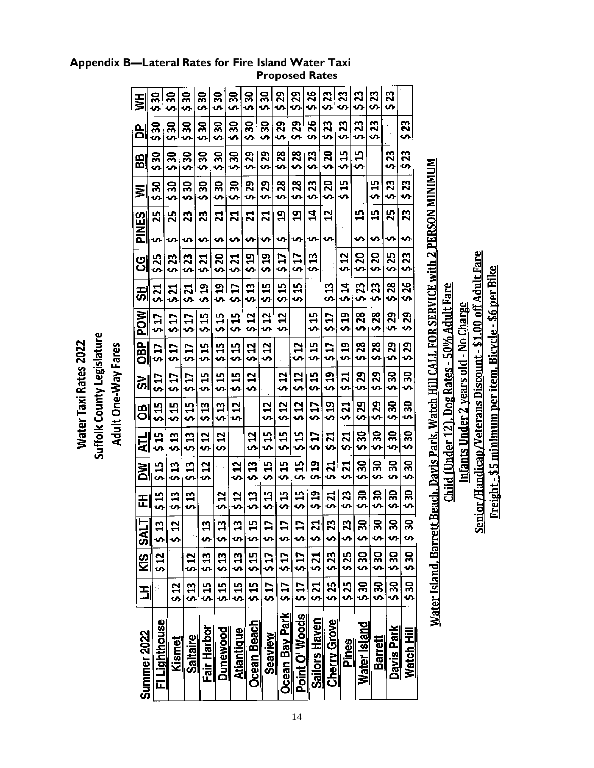## Appendix B—Lateral Rates for Fire Island Water Taxi

**Proposed Rates**

**Water Taxi Rates 2022**
**Suffolk County Legislature**
**Adult One-Way Fares**

| Summer 2022 | LH | KIS | SALT | FH | DW | ATL | OB | SV | OBP | POW | SH | CG | PINES | WI | BB | DP | WH |
|---|---|---|---|---|---|---|---|---|---|---|---|---|---|---|---|---|---|
| FI Lighthouse | | $ 12 | $ 13 | $ 15 | $ 15 | $ 15 | $ 15 | $ 17 | $ 17 | $ 17 | $ 21 | $ 25 | $ 25 | $ 30 | $ 30 | $ 30 | $ 30 |
| Kismet | $ 12 | | $ 12 | $ 13 | $ 13 | $ 13 | $ 15 | $ 17 | $ 17 | $ 17 | $ 21 | $ 23 | $ 25 | $ 30 | $ 30 | $ 30 | $ 30 |
| Saltaire | $ 13 | $ 12 | | $ 13 | $ 13 | $ 13 | $ 15 | $ 17 | $ 17 | $ 17 | $ 21 | $ 23 | $ 23 | $ 30 | $ 30 | $ 30 | $ 30 |
| Fair Harbor | $ 15 | $ 13 | $ 13 | | $ 12 | $ 12 | $ 13 | $ 15 | $ 15 | $ 15 | $ 19 | $ 21 | $ 23 | $ 30 | $ 30 | $ 30 | $ 30 |
| Dunewood | $ 15 | $ 13 | $ 13 | $ 12 | | $ 12 | $ 13 | $ 15 | $ 15 | $ 15 | $ 19 | $ 20 | $ 21 | $ 30 | $ 30 | $ 30 | $ 30 |
| Atlantique | $ 15 | $ 13 | $ 13 | $ 12 | $ 12 | | $ 12 | $ 15 | $ 15 | $ 15 | $ 17 | $ 21 | $ 21 | $ 30 | $ 30 | $ 30 | $ 30 |
| Ocean Beach | $ 15 | $ 15 | $ 15 | $ 13 | $ 13 | $ 12 | | $ 12 | $ 12 | $ 12 | $ 13 | $ 19 | $ 21 | $ 29 | $ 29 | $ 30 | $ 30 |
| Seaview | $ 17 | $ 17 | $ 17 | $ 15 | $ 15 | $ 15 | $ 12 | | $ 12 | $ 12 | $ 15 | $ 19 | $ 21 | $ 29 | $ 29 | $ 30 | $ 30 |
| Ocean Bay Park | $ 17 | $ 17 | $ 17 | $ 15 | $ 15 | $ 15 | $ 12 | $ 12 | | $ 12 | $ 15 | $ 17 | $ 19 | $ 28 | $ 28 | $ 29 | $ 29 |
| Point O' Woods | $ 17 | $ 17 | $ 17 | $ 15 | $ 15 | $ 15 | $ 12 | $ 12 | $ 12 | | $ 15 | $ 17 | $ 19 | $ 28 | $ 28 | $ 29 | $ 29 |
| Sailors Haven | $ 21 | $ 21 | $ 21 | $ 19 | $ 19 | $ 17 | $ 17 | $ 15 | $ 15 | $ 15 | | $ 13 | $ 14 | $ 23 | $ 23 | $ 26 | $ 26 |
| Cherry Grove | $ 25 | $ 23 | $ 23 | $ 21 | $ 21 | $ 21 | $ 19 | $ 19 | $ 17 | $ 17 | $ 13 | | $ 12 | $ 20 | $ 20 | $ 23 | $ 23 |
| Pines | $ 25 | $ 25 | $ 23 | $ 23 | $ 21 | $ 21 | $ 21 | $ 21 | $ 19 | $ 19 | $ 14 | $ 12 | | $ 15 | $ 15 | $ 23 | $ 23 |
| Water Island | $ 30 | $ 30 | $ 30 | $ 30 | $ 30 | $ 30 | $ 29 | $ 29 | $ 28 | $ 28 | $ 23 | $ 20 | $ 15 | | $ 15 | $ 23 | $ 23 |
| Barrett | $ 30 | $ 30 | $ 30 | $ 30 | $ 30 | $ 30 | $ 29 | $ 29 | $ 28 | $ 28 | $ 23 | $ 20 | $ 15 | $ 15 | | $ 23 | $ 23 |
| Davis Park | $ 30 | $ 30 | $ 30 | $ 30 | $ 30 | $ 30 | $ 30 | $ 30 | $ 29 | $ 29 | $ 28 | $ 25 | $ 25 | $ 23 | $ 23 | | $ 23 |
| Watch Hill | $ 30 | $ 30 | $ 30 | $ 30 | $ 30 | $ 30 | $ 30 | $ 30 | $ 29 | $ 29 | $ 26 | $ 23 | $ 23 | $ 23 | $ 23 | $ 23 | |

Water Island, Barrett Beach, Davis Park, Watch Hill CALL FOR SERVICE with 2 PERSON MINIMUM

Child (Under 12), Dog Rates - 50% Adult Fare

Infants Under 2 years old - No Charge

Senior/Handicap/Veterans Discount - $1.00 off Adult Fare

Freight - $5 minimum per item, Bicycle - $6 per Bike